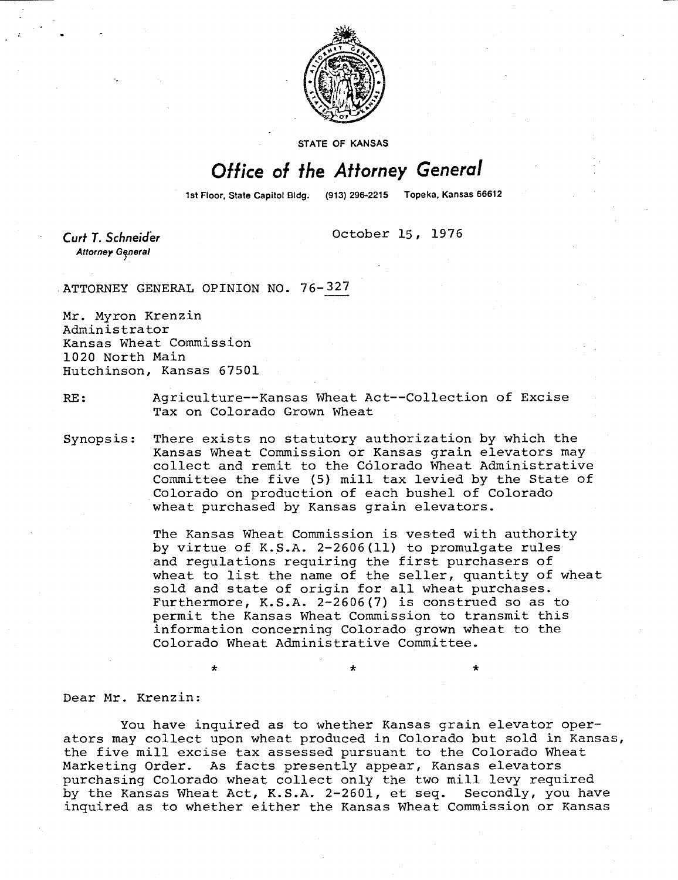STATE OF KANSAS

# Office of the Attorney General

1st Floor, State Capitol Bldg. (913) 296-2215 Topeka, Kansas 66612

*Curt T. Schneider*
*Attorney General*

October 15, 1976

ATTORNEY GENERAL OPINION NO. 76-327

Mr. Myron Krenzin
Administrator
Kansas Wheat Commission
1020 North Main
Hutchinson, Kansas 67501

RE: Agriculture--Kansas Wheat Act--Collection of Excise Tax on Colorado Grown Wheat

Synopsis: There exists no statutory authorization by which the Kansas Wheat Commission or Kansas grain elevators may collect and remit to the Colorado Wheat Administrative Committee the five (5) mill tax levied by the State of Colorado on production of each bushel of Colorado wheat purchased by Kansas grain elevators.

The Kansas Wheat Commission is vested with authority by virtue of K.S.A. 2-2606(11) to promulgate rules and regulations requiring the first purchasers of wheat to list the name of the seller, quantity of wheat sold and state of origin for all wheat purchases. Furthermore, K.S.A. 2-2606(7) is construed so as to permit the Kansas Wheat Commission to transmit this information concerning Colorado grown wheat to the Colorado Wheat Administrative Committee.

\* \* \*

Dear Mr. Krenzin:

You have inquired as to whether Kansas grain elevator operators may collect upon wheat produced in Colorado but sold in Kansas, the five mill excise tax assessed pursuant to the Colorado Wheat Marketing Order. As facts presently appear, Kansas elevators purchasing Colorado wheat collect only the two mill levy required by the Kansas Wheat Act, K.S.A. 2-2601, et seq. Secondly, you have inquired as to whether either the Kansas Wheat Commission or Kansas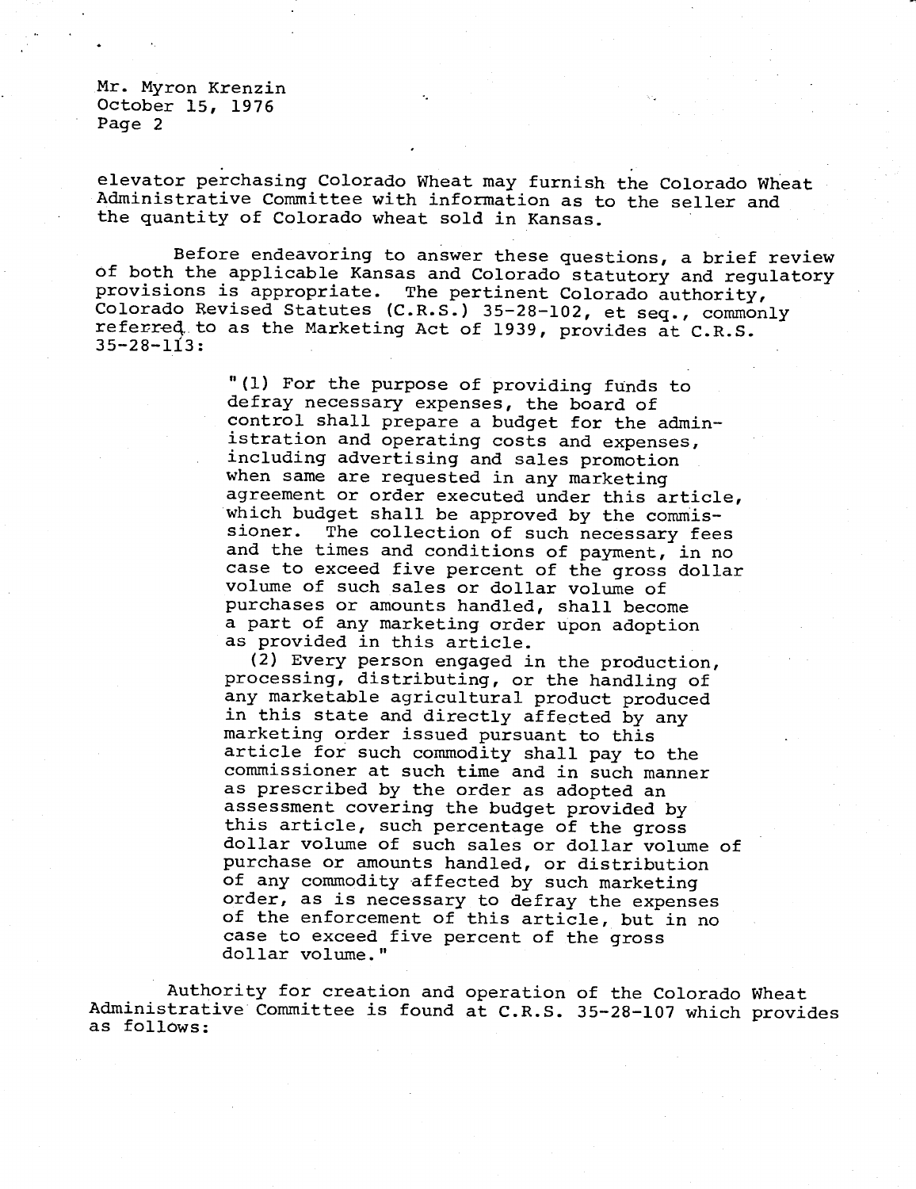elevator perchasing Colorado Wheat may furnish the Colorado Wheat Administrative Committee with information as to the seller and the quantity of Colorado wheat sold in Kansas.

Before endeavoring to answer these questions, a brief review of both the applicable Kansas and Colorado statutory and regulatory provisions is appropriate. The pertinent Colorado authority, Colorado Revised Statutes (C.R.S.) 35-28-102, et seq., commonly referred to as the Marketing Act of 1939, provides at C.R.S. 35-28-113:

> "(1) For the purpose of providing funds to defray necessary expenses, the board of control shall prepare a budget for the administration and operating costs and expenses, including advertising and sales promotion when same are requested in any marketing agreement or order executed under this article, which budget shall be approved by the commissioner. The collection of such necessary fees and the times and conditions of payment, in no case to exceed five percent of the gross dollar volume of such sales or dollar volume of purchases or amounts handled, shall become a part of any marketing order upon adoption as provided in this article.
>
> (2) Every person engaged in the production, processing, distributing, or the handling of any marketable agricultural product produced in this state and directly affected by any marketing order issued pursuant to this article for such commodity shall pay to the commissioner at such time and in such manner as prescribed by the order as adopted an assessment covering the budget provided by this article, such percentage of the gross dollar volume of such sales or dollar volume of purchase or amounts handled, or distribution of any commodity affected by such marketing order, as is necessary to defray the expenses of the enforcement of this article, but in no case to exceed five percent of the gross dollar volume."

Authority for creation and operation of the Colorado Wheat Administrative Committee is found at C.R.S. 35-28-107 which provides as follows: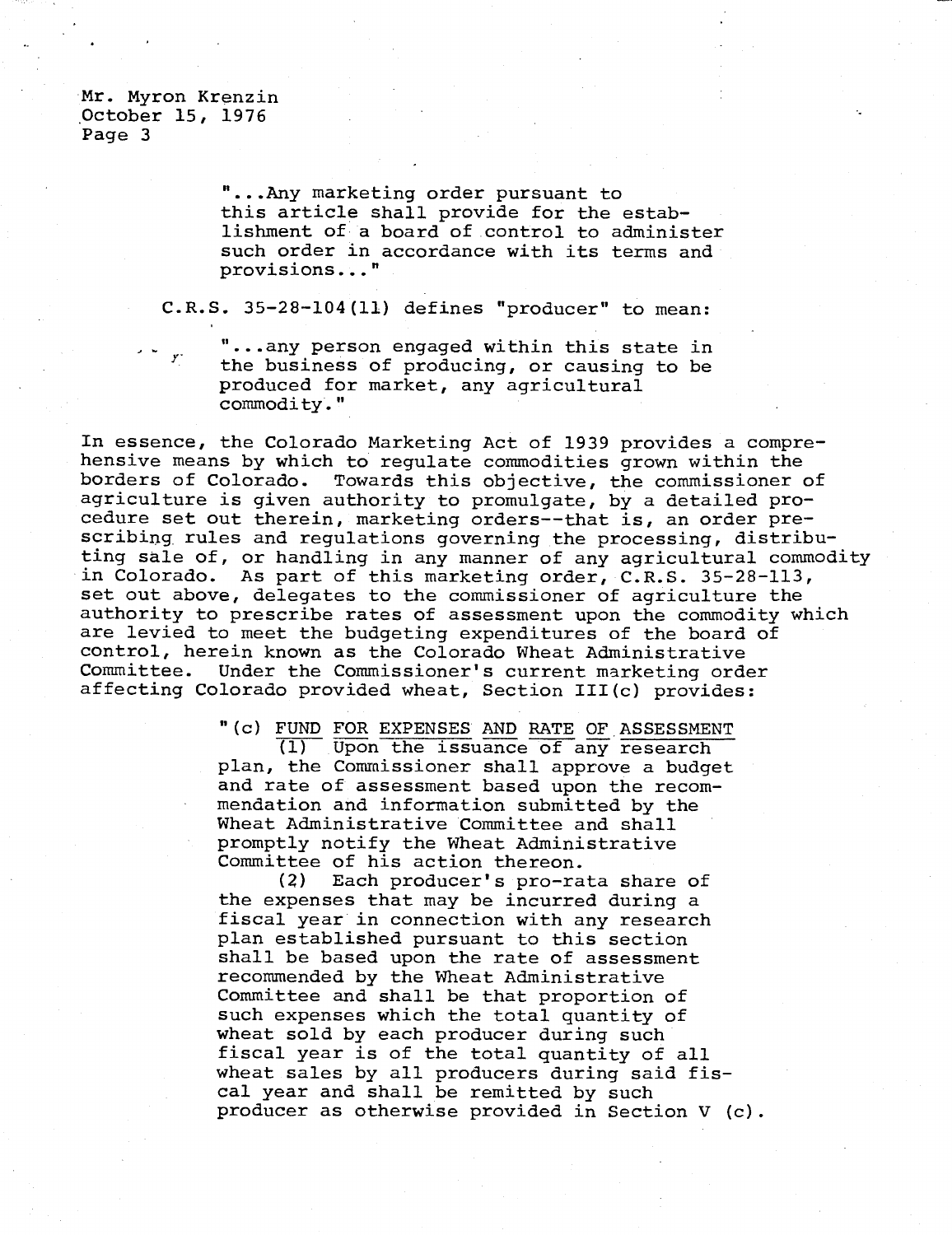Mr. Myron Krenzin
October 15, 1976

> "...Any marketing order pursuant to this article shall provide for the establishment of a board of control to administer such order in accordance with its terms and provisions..."

C.R.S. 35-28-104(11) defines "producer" to mean:

> "...any person engaged within this state in the business of producing, or causing to be produced for market, any agricultural commodity."

In essence, the Colorado Marketing Act of 1939 provides a comprehensive means by which to regulate commodities grown within the borders of Colorado. Towards this objective, the commissioner of agriculture is given authority to promulgate, by a detailed procedure set out therein, marketing orders--that is, an order prescribing rules and regulations governing the processing, distributing sale of, or handling in any manner of any agricultural commodity in Colorado. As part of this marketing order, C.R.S. 35-28-113, set out above, delegates to the commissioner of agriculture the authority to prescribe rates of assessment upon the commodity which are levied to meet the budgeting expenditures of the board of control, herein known as the Colorado Wheat Administrative Committee. Under the Commissioner's current marketing order affecting Colorado provided wheat, Section III(c) provides:

> "(c) <u>FUND FOR EXPENSES AND RATE OF ASSESSMENT</u>
>
> (1) Upon the issuance of any research plan, the Commissioner shall approve a budget and rate of assessment based upon the recommendation and information submitted by the Wheat Administrative Committee and shall promptly notify the Wheat Administrative Committee of his action thereon.
>
> (2) Each producer's pro-rata share of the expenses that may be incurred during a fiscal year in connection with any research plan established pursuant to this section shall be based upon the rate of assessment recommended by the Wheat Administrative Committee and shall be that proportion of such expenses which the total quantity of wheat sold by each producer during such fiscal year is of the total quantity of all wheat sales by all producers during said fiscal year and shall be remitted by such producer as otherwise provided in Section V (c).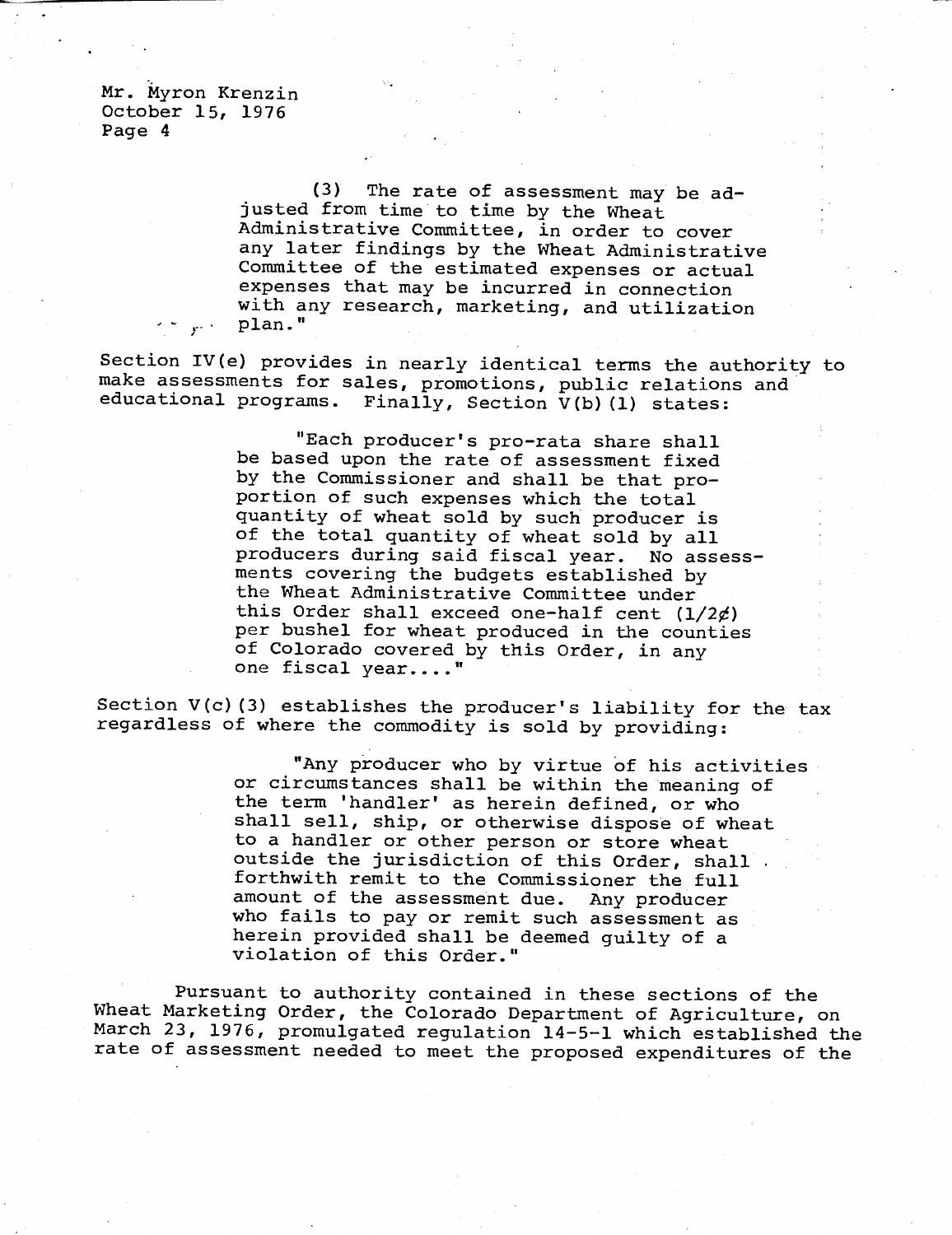(3) The rate of assessment may be adjusted from time to time by the Wheat Administrative Committee, in order to cover any later findings by the Wheat Administrative Committee of the estimated expenses or actual expenses that may be incurred in connection with any research, marketing, and utilization plan."

Section IV(e) provides in nearly identical terms the authority to make assessments for sales, promotions, public relations and educational programs. Finally, Section V(b)(1) states:

> "Each producer's pro-rata share shall be based upon the rate of assessment fixed by the Commissioner and shall be that proportion of such expenses which the total quantity of wheat sold by such producer is of the total quantity of wheat sold by all producers during said fiscal year. No assessments covering the budgets established by the Wheat Administrative Committee under this Order shall exceed one-half cent (1/2¢) per bushel for wheat produced in the counties of Colorado covered by this Order, in any one fiscal year...."

Section V(c)(3) establishes the producer's liability for the tax regardless of where the commodity is sold by providing:

> "Any producer who by virtue of his activities or circumstances shall be within the meaning of the term 'handler' as herein defined, or who shall sell, ship, or otherwise dispose of wheat to a handler or other person or store wheat outside the jurisdiction of this Order, shall forthwith remit to the Commissioner the full amount of the assessment due. Any producer who fails to pay or remit such assessment as herein provided shall be deemed guilty of a violation of this Order."

Pursuant to authority contained in these sections of the Wheat Marketing Order, the Colorado Department of Agriculture, on March 23, 1976, promulgated regulation 14-5-1 which established the rate of assessment needed to meet the proposed expenditures of the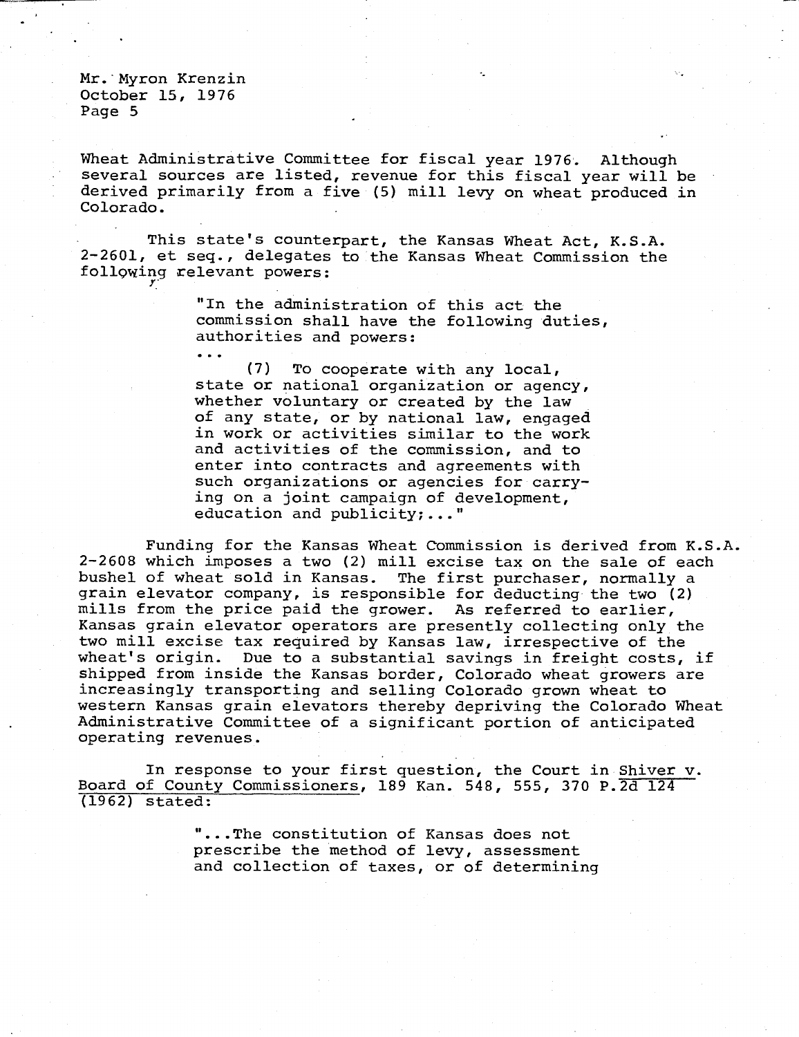Wheat Administrative Committee for fiscal year 1976. Although several sources are listed, revenue for this fiscal year will be derived primarily from a five (5) mill levy on wheat produced in Colorado.

This state's counterpart, the Kansas Wheat Act, K.S.A. 2-2601, et seq., delegates to the Kansas Wheat Commission the following relevant powers:

> "In the administration of this act the commission shall have the following duties, authorities and powers:
>
> . . .
>
> (7) To cooperate with any local, state or national organization or agency, whether voluntary or created by the law of any state, or by national law, engaged in work or activities similar to the work and activities of the commission, and to enter into contracts and agreements with such organizations or agencies for carrying on a joint campaign of development, education and publicity;..."

Funding for the Kansas Wheat Commission is derived from K.S.A. 2-2608 which imposes a two (2) mill excise tax on the sale of each bushel of wheat sold in Kansas. The first purchaser, normally a grain elevator company, is responsible for deducting the two (2) mills from the price paid the grower. As referred to earlier, Kansas grain elevator operators are presently collecting only the two mill excise tax required by Kansas law, irrespective of the wheat's origin. Due to a substantial savings in freight costs, if shipped from inside the Kansas border, Colorado wheat growers are increasingly transporting and selling Colorado grown wheat to western Kansas grain elevators thereby depriving the Colorado Wheat Administrative Committee of a significant portion of anticipated operating revenues.

In response to your first question, the Court in Shiver v. Board of County Commissioners, 189 Kan. 548, 555, 370 P.2d 124 (1962) stated:

> "...The constitution of Kansas does not prescribe the method of levy, assessment and collection of taxes, or of determining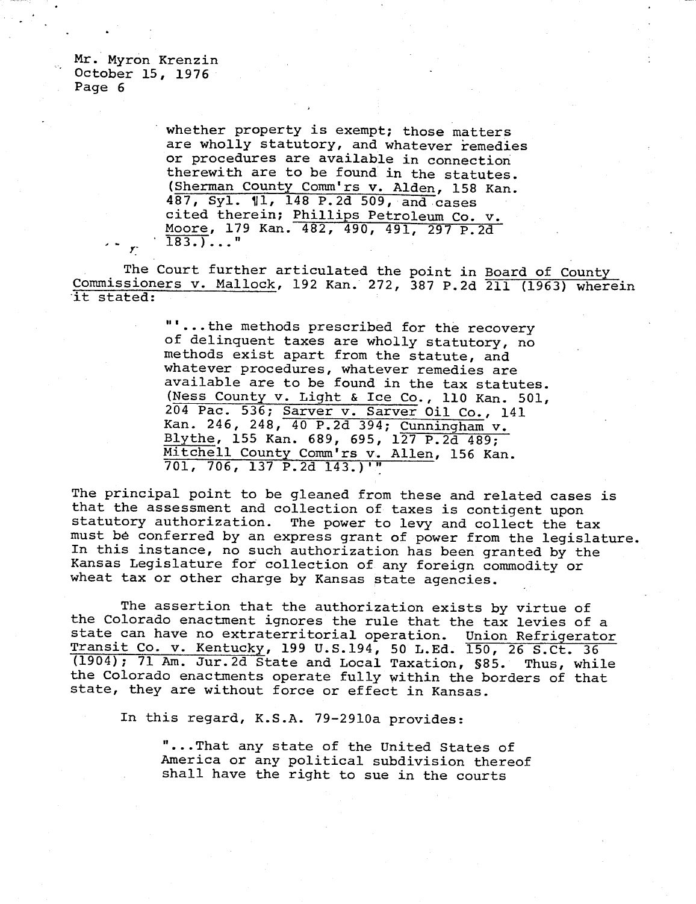whether property is exempt; those matters are wholly statutory, and whatever remedies or procedures are available in connection therewith are to be found in the statutes. (Sherman County Comm'rs v. Alden, 158 Kan. 487, Syl. ¶1, 148 P.2d 509, and cases cited therein; Phillips Petroleum Co. v. Moore, 179 Kan. 482, 490, 491, 297 P.2d 183.)..."

The Court further articulated the point in Board of County Commissioners v. Mallock, 192 Kan. 272, 387 P.2d 211 (1963) wherein it stated:

> "'...the methods prescribed for the recovery of delinquent taxes are wholly statutory, no methods exist apart from the statute, and whatever procedures, whatever remedies are available are to be found in the tax statutes. (Ness County v. Light & Ice Co., 110 Kan. 501, 204 Pac. 536; Sarver v. Sarver Oil Co., 141 Kan. 246, 248, 40 P.2d 394; Cunningham v. Blythe, 155 Kan. 689, 695, 127 P.2d 489; Mitchell County Comm'rs v. Allen, 156 Kan. 701, 706, 137 P.2d 143.)'"

The principal point to be gleaned from these and related cases is that the assessment and collection of taxes is contigent upon statutory authorization. The power to levy and collect the tax must be conferred by an express grant of power from the legislature. In this instance, no such authorization has been granted by the Kansas Legislature for collection of any foreign commodity or wheat tax or other charge by Kansas state agencies.

The assertion that the authorization exists by virtue of the Colorado enactment ignores the rule that the tax levies of a state can have no extraterritorial operation. Union Refrigerator Transit Co. v. Kentucky, 199 U.S.194, 50 L.Ed. 150, 26 S.Ct. 36 (1904); 71 Am. Jur.2d State and Local Taxation, §85. Thus, while the Colorado enactments operate fully within the borders of that state, they are without force or effect in Kansas.

In this regard, K.S.A. 79-2910a provides:

> "...That any state of the United States of America or any political subdivision thereof shall have the right to sue in the courts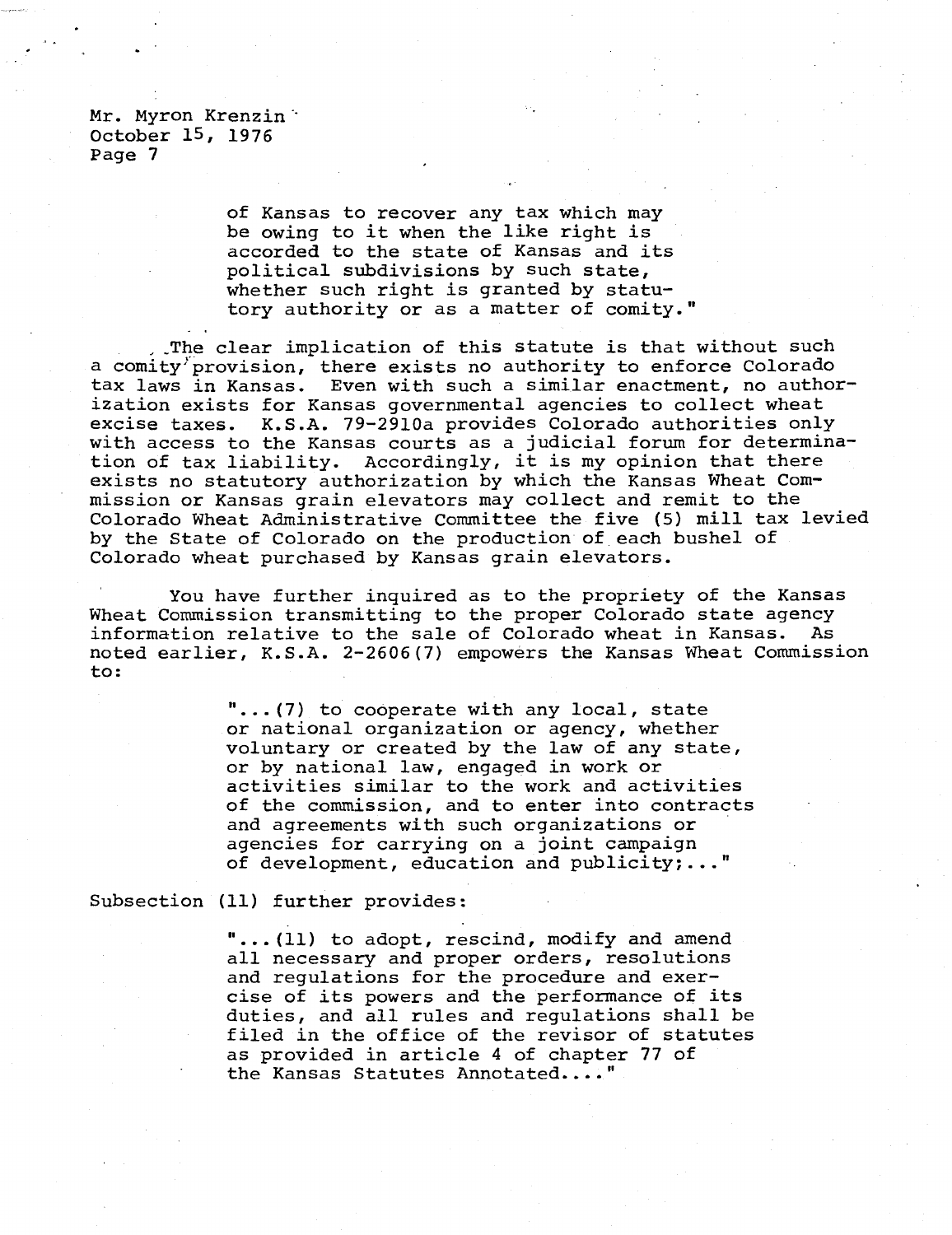Mr. Myron Krenzin
October 15, 1976
Page 7

> of Kansas to recover any tax which may be owing to it when the like right is accorded to the state of Kansas and its political subdivisions by such state, whether such right is granted by statutory authority or as a matter of comity."

The clear implication of this statute is that without such a comity provision, there exists no authority to enforce Colorado tax laws in Kansas. Even with such a similar enactment, no authorization exists for Kansas governmental agencies to collect wheat excise taxes. K.S.A. 79-2910a provides Colorado authorities only with access to the Kansas courts as a judicial forum for determination of tax liability. Accordingly, it is my opinion that there exists no statutory authorization by which the Kansas Wheat Commission or Kansas grain elevators may collect and remit to the Colorado Wheat Administrative Committee the five (5) mill tax levied by the State of Colorado on the production of each bushel of Colorado wheat purchased by Kansas grain elevators.

You have further inquired as to the propriety of the Kansas Wheat Commission transmitting to the proper Colorado state agency information relative to the sale of Colorado wheat in Kansas. As noted earlier, K.S.A. 2-2606(7) empowers the Kansas Wheat Commission to:

> "...(7) to cooperate with any local, state or national organization or agency, whether voluntary or created by the law of any state, or by national law, engaged in work or activities similar to the work and activities of the commission, and to enter into contracts and agreements with such organizations or agencies for carrying on a joint campaign of development, education and publicity;..."

Subsection (11) further provides:

> "...(11) to adopt, rescind, modify and amend all necessary and proper orders, resolutions and regulations for the procedure and exercise of its powers and the performance of its duties, and all rules and regulations shall be filed in the office of the revisor of statutes as provided in article 4 of chapter 77 of the Kansas Statutes Annotated...."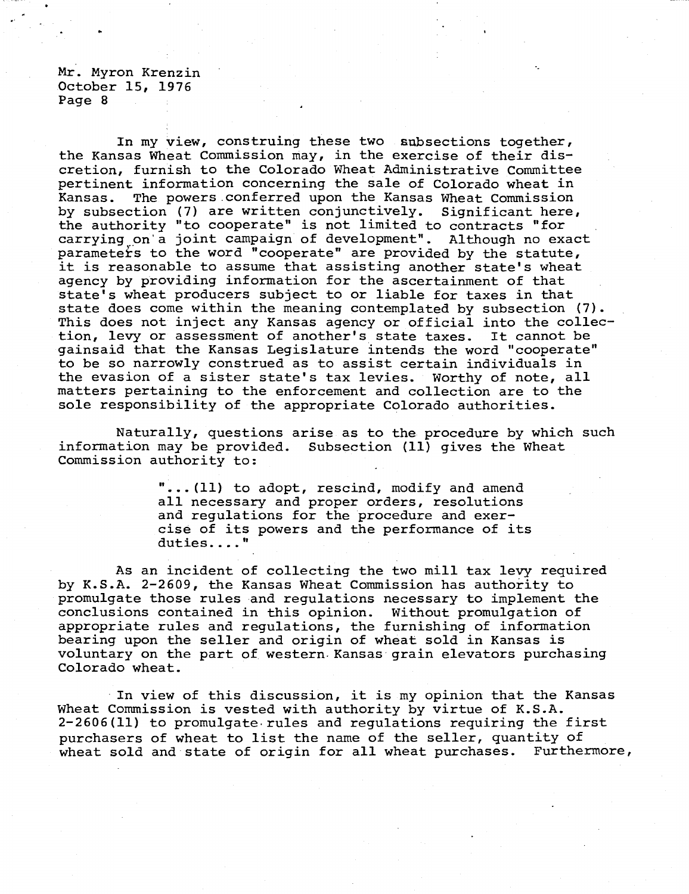In my view, construing these two subsections together, the Kansas Wheat Commission may, in the exercise of their discretion, furnish to the Colorado Wheat Administrative Committee pertinent information concerning the sale of Colorado wheat in Kansas. The powers conferred upon the Kansas Wheat Commission by subsection (7) are written conjunctively. Significant here, the authority "to cooperate" is not limited to contracts "for carrying on a joint campaign of development". Although no exact parameters to the word "cooperate" are provided by the statute, it is reasonable to assume that assisting another state's wheat agency by providing information for the ascertainment of that state's wheat producers subject to or liable for taxes in that state does come within the meaning contemplated by subsection (7). This does not inject any Kansas agency or official into the collection, levy or assessment of another's state taxes. It cannot be gainsaid that the Kansas Legislature intends the word "cooperate" to be so narrowly construed as to assist certain individuals in the evasion of a sister state's tax levies. Worthy of note, all matters pertaining to the enforcement and collection are to the sole responsibility of the appropriate Colorado authorities.

Naturally, questions arise as to the procedure by which such information may be provided. Subsection (11) gives the Wheat Commission authority to:

> "...(11) to adopt, rescind, modify and amend all necessary and proper orders, resolutions and regulations for the procedure and exercise of its powers and the performance of its duties...."

As an incident of collecting the two mill tax levy required by K.S.A. 2-2609, the Kansas Wheat Commission has authority to promulgate those rules and regulations necessary to implement the conclusions contained in this opinion. Without promulgation of appropriate rules and regulations, the furnishing of information bearing upon the seller and origin of wheat sold in Kansas is voluntary on the part of western Kansas grain elevators purchasing Colorado wheat.

In view of this discussion, it is my opinion that the Kansas Wheat Commission is vested with authority by virtue of K.S.A. 2-2606(11) to promulgate rules and regulations requiring the first purchasers of wheat to list the name of the seller, quantity of wheat sold and state of origin for all wheat purchases. Furthermore,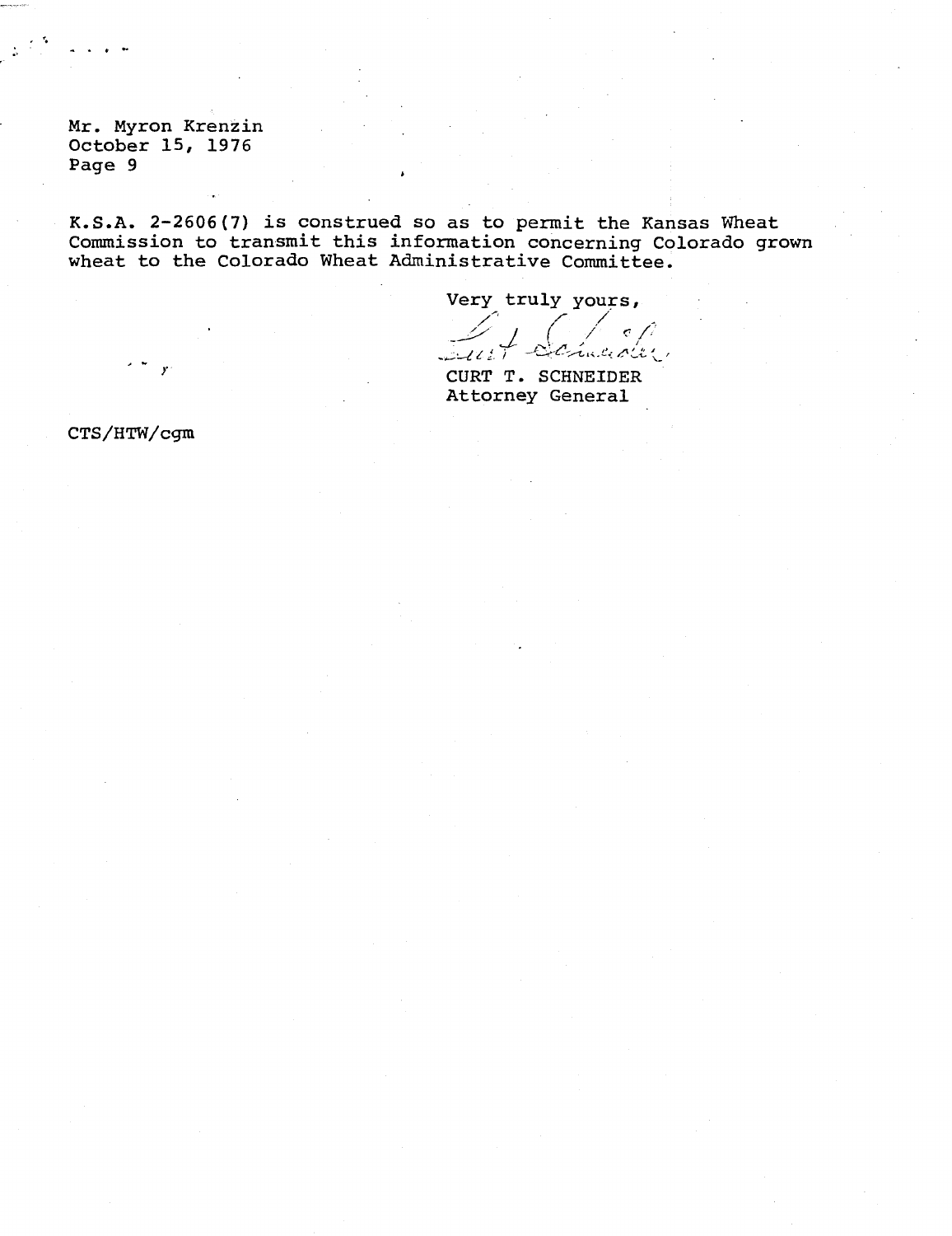K.S.A. 2-2606(7) is construed so as to permit the Kansas Wheat Commission to transmit this information concerning Colorado grown wheat to the Colorado Wheat Administrative Committee.

Very truly yours,

CURT T. SCHNEIDER
Attorney General

CTS/HTW/cgm